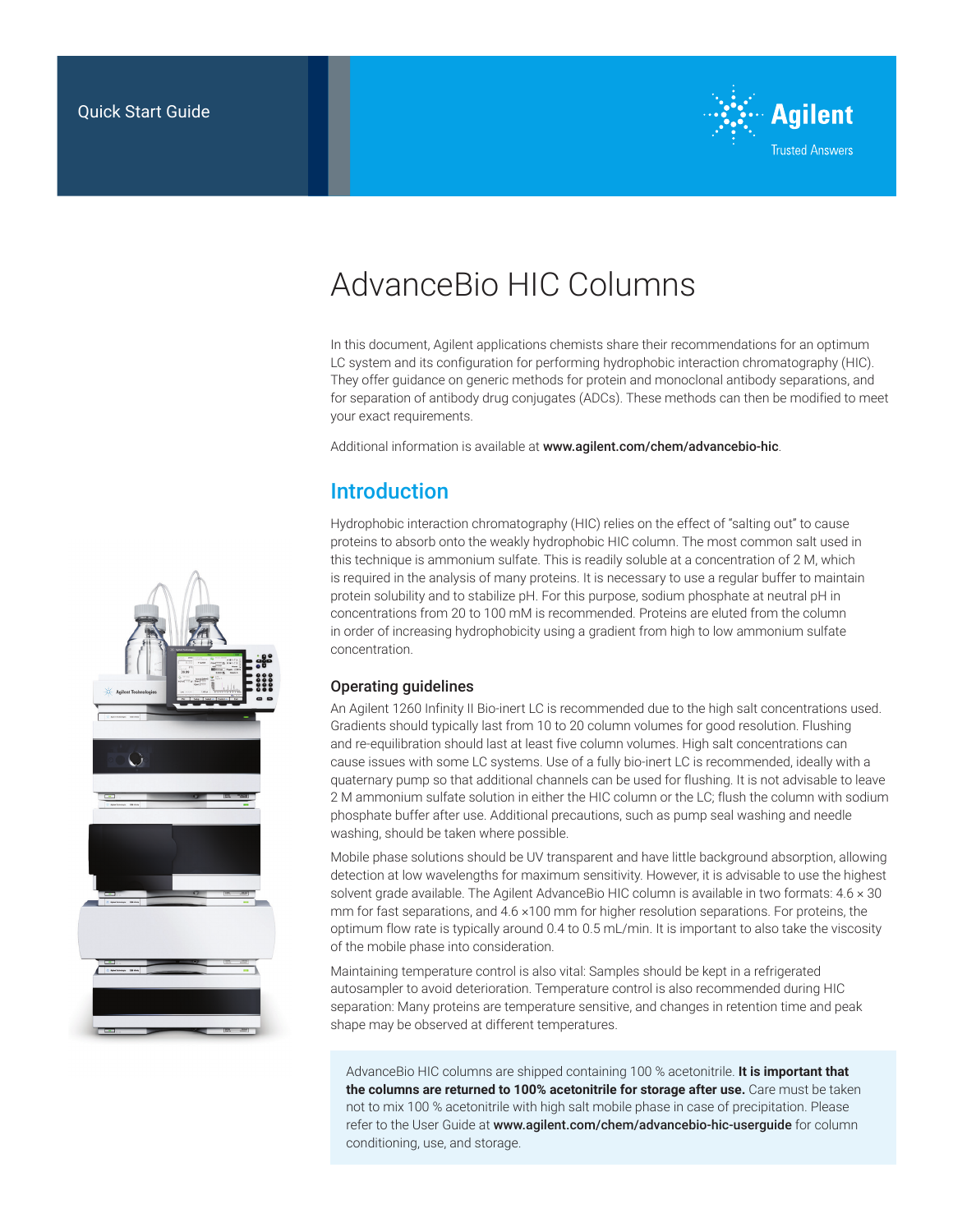Quick Start Guide

# AdvanceBio HIC Columns

In this document, Agilent applications chemists share their recommendations for an optimum LC system and its configuration for performing hydrophobic interaction chromatography (HIC). They offer guidance on generic methods for protein and monoclonal antibody separations, and for separation of antibody drug conjugates (ADCs). These methods can then be modified to meet your exact requirements.

Additional information is available at **www.agilent.com/chem/advancebio-hic**.

## Introduction

Hydrophobic interaction chromatography (HIC) relies on the effect of "salting out" to cause proteins to absorb onto the weakly hydrophobic HIC column. The most common salt used in this technique is ammonium sulfate. This is readily soluble at a concentration of 2 M, which is required in the analysis of many proteins. It is necessary to use a regular buffer to maintain protein solubility and to stabilize pH. For this purpose, sodium phosphate at neutral pH in concentrations from 20 to 100 mM is recommended. Proteins are eluted from the column in order of increasing hydrophobicity using a gradient from high to low ammonium sulfate concentration.

### Operating guidelines

An Agilent 1260 Infinity II Bio-inert LC is recommended due to the high salt concentrations used. Gradients should typically last from 10 to 20 column volumes for good resolution. Flushing and re-equilibration should last at least five column volumes. High salt concentrations can cause issues with some LC systems. Use of a fully bio-inert LC is recommended, ideally with a quaternary pump so that additional channels can be used for flushing. It is not advisable to leave 2 M ammonium sulfate solution in either the HIC column or the LC; flush the column with sodium phosphate buffer after use. Additional precautions, such as pump seal washing and needle washing, should be taken where possible.

Mobile phase solutions should be UV transparent and have little background absorption, allowing detection at low wavelengths for maximum sensitivity. However, it is advisable to use the highest solvent grade available. The Agilent AdvanceBio HIC column is available in two formats: 4.6 × 30 mm for fast separations, and 4.6 ×100 mm for higher resolution separations. For proteins, the optimum flow rate is typically around 0.4 to 0.5 mL/min. It is important to also take the viscosity of the mobile phase into consideration.

Maintaining temperature control is also vital: Samples should be kept in a refrigerated autosampler to avoid deterioration. Temperature control is also recommended during HIC separation: Many proteins are temperature sensitive, and changes in retention time and peak shape may be observed at different temperatures.

AdvanceBio HIC columns are shipped containing 100 % acetonitrile. **It is important that the columns are returned to 100% acetonitrile for storage after use.** Care must be taken not to mix 100 % acetonitrile with high salt mobile phase in case of precipitation. Please refer to the User Guide at **www.agilent.com/chem/advancebio-hic-userguide** for column conditioning, use, and storage.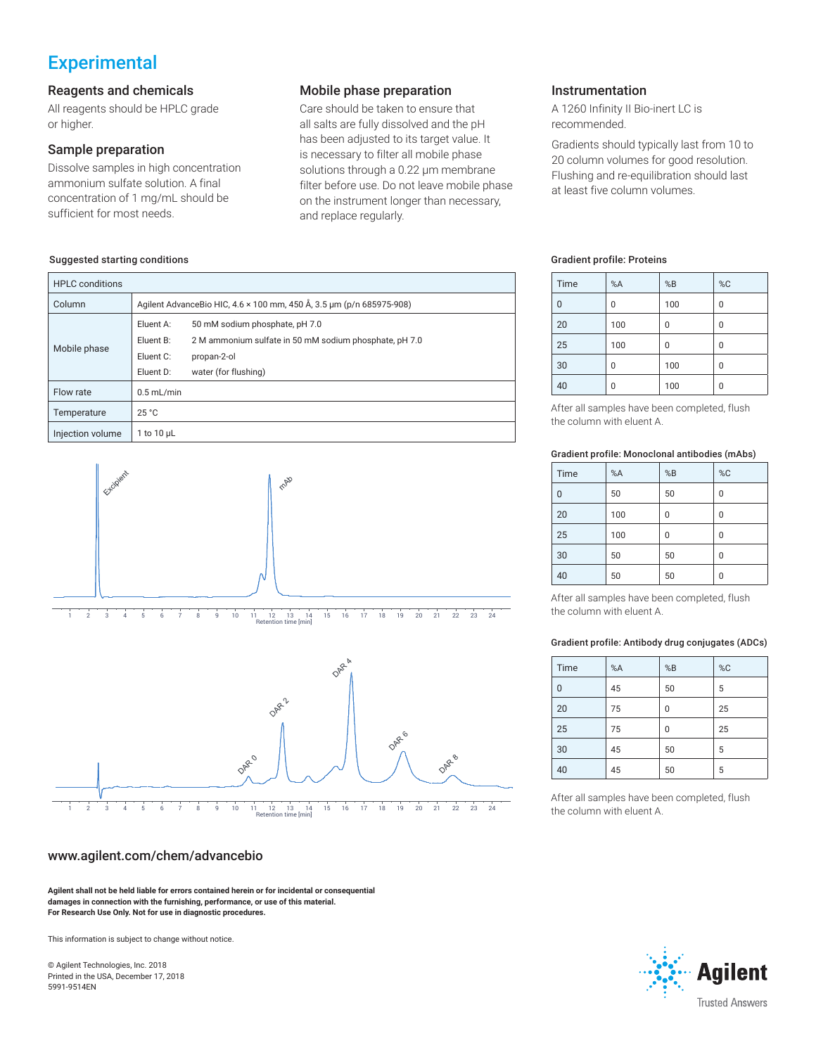# Experimental

## Reagents and chemicals

All reagents should be HPLC grade or higher.

## Sample preparation

Dissolve samples in high concentration ammonium sulfate solution. A final concentration of 1 mg/mL should be sufficient for most needs.

## Mobile phase preparation

Care should be taken to ensure that all salts are fully dissolved and the pH has been adjusted to its target value. It is necessary to filter all mobile phase solutions through a 0.22 µm membrane filter before use. Do not leave mobile phase on the instrument longer than necessary, and replace regularly.

## Instrumentation

A 1260 Infinity II Bio-inert LC is recommended.

Gradients should typically last from 10 to 20 column volumes for good resolution. Flushing and re-equilibration should last at least five column volumes.

**Suggested starting conditions**

| HPLC conditions | |
|---|---|
| Column | Agilent AdvanceBio HIC, 4.6 × 100 mm, 450 Å, 3.5 µm (p/n 685975-908) |
| Mobile phase | Eluent A: 50 mM sodium phosphate, pH 7.0<br>Eluent B: 2 M ammonium sulfate in 50 mM sodium phosphate, pH 7.0<br>Eluent C: propan-2-ol<br>Eluent D: water (for flushing) |
| Flow rate | 0.5 mL/min |
| Temperature | 25 °C |
| Injection volume | 1 to 10 µL |

Excipient

mAb

1 2 3 4 5 6 7 8 9 10 11 12 13 14 15 16 17 18 19 20 21 22 23 24

Retention time [min]

DAR 0

DAR 2

DAR 4

DAR 6

DAR 8

1 2 3 4 5 6 7 8 9 10 11 12 13 14 15 16 17 18 19 20 21 22 23 24

Retention time [min]

**Gradient profile: Proteins**

| Time | %A | %B | %C |
|---|---|---|---|
| 0 | 0 | 100 | 0 |
| 20 | 100 | 0 | 0 |
| 25 | 100 | 0 | 0 |
| 30 | 0 | 100 | 0 |
| 40 | 0 | 100 | 0 |

After all samples have been completed, flush the column with eluent A.

**Gradient profile: Monoclonal antibodies (mAbs)**

| Time | %A | %B | %C |
|---|---|---|---|
| 0 | 50 | 50 | 0 |
| 20 | 100 | 0 | 0 |
| 25 | 100 | 0 | 0 |
| 30 | 50 | 50 | 0 |
| 40 | 50 | 50 | 0 |

After all samples have been completed, flush the column with eluent A.

**Gradient profile: Antibody drug conjugates (ADCs)**

| Time | %A | %B | %C |
|---|---|---|---|
| 0 | 45 | 50 | 5 |
| 20 | 75 | 0 | 25 |
| 25 | 75 | 0 | 25 |
| 30 | 45 | 50 | 5 |
| 40 | 45 | 50 | 5 |

After all samples have been completed, flush the column with eluent A.

## www.agilent.com/chem/advancebio

**Agilent shall not be held liable for errors contained herein or for incidental or consequential damages in connection with the furnishing, performance, or use of this material.**
**For Research Use Only. Not for use in diagnostic procedures.**

This information is subject to change without notice.

© Agilent Technologies, Inc. 2018
Printed in the USA, December 17, 2018
5991-9514EN

Agilent
Trusted Answers